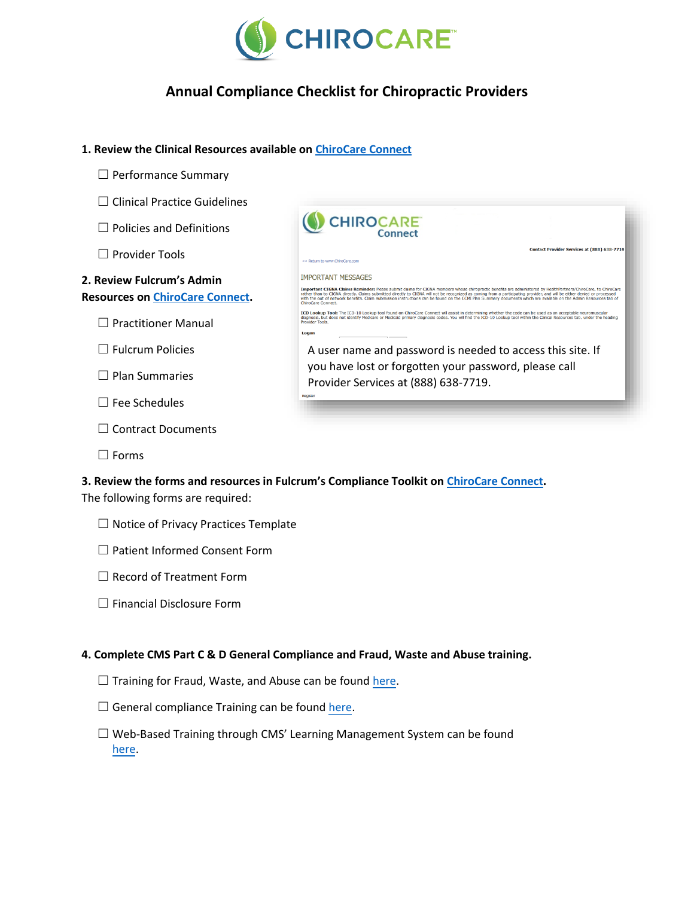# CHIROCARE

## Annual Compliance Checklist for Chiropractic Providers

**1. Review the Clinical Resources available on [ChiroCare Connect]()**

☐ Performance Summary

☐ Clinical Practice Guidelines

☐ Policies and Definitions

☐ Provider Tools

**2. Review Fulcrum's Admin Resources on [ChiroCare Connect]().**

☐ Practitioner Manual

☐ Fulcrum Policies

☐ Plan Summaries

☐ Fee Schedules

☐ Contract Documents

☐ Forms

A user name and password is needed to access this site. If you have lost or forgotten your password, please call Provider Services at (888) 638-7719.

**3. Review the forms and resources in Fulcrum's Compliance Toolkit on [ChiroCare Connect]().**
The following forms are required:

☐ Notice of Privacy Practices Template

☐ Patient Informed Consent Form

☐ Record of Treatment Form

☐ Financial Disclosure Form

**4. Complete CMS Part C & D General Compliance and Fraud, Waste and Abuse training.**

☐ Training for Fraud, Waste, and Abuse can be found [here]().

☐ General compliance Training can be found [here]().

☐ Web-Based Training through CMS' Learning Management System can be found [here]().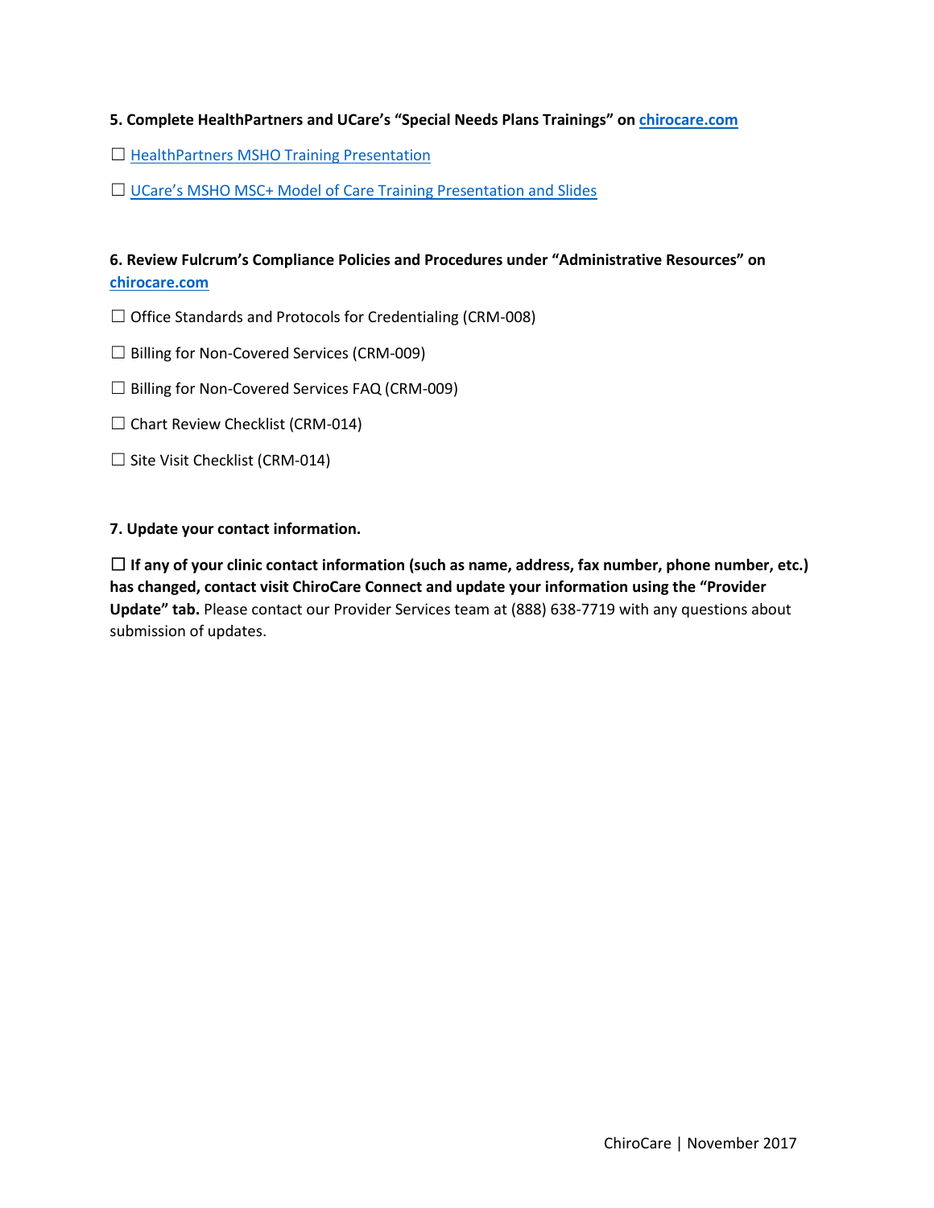**5. Complete HealthPartners and UCare's "Special Needs Plans Trainings" on [chirocare.com](chirocare.com)**

☐ [HealthPartners MSHO Training Presentation]()

☐ [UCare's MSHO MSC+ Model of Care Training Presentation and Slides]()

**6. Review Fulcrum's Compliance Policies and Procedures under "Administrative Resources" on [chirocare.com](chirocare.com)**

☐ Office Standards and Protocols for Credentialing (CRM-008)

☐ Billing for Non-Covered Services (CRM-009)

☐ Billing for Non-Covered Services FAQ (CRM-009)

☐ Chart Review Checklist (CRM-014)

☐ Site Visit Checklist (CRM-014)

**7. Update your contact information.**

☐ **If any of your clinic contact information (such as name, address, fax number, phone number, etc.) has changed, contact visit ChiroCare Connect and update your information using the "Provider Update" tab.** Please contact our Provider Services team at (888) 638-7719 with any questions about submission of updates.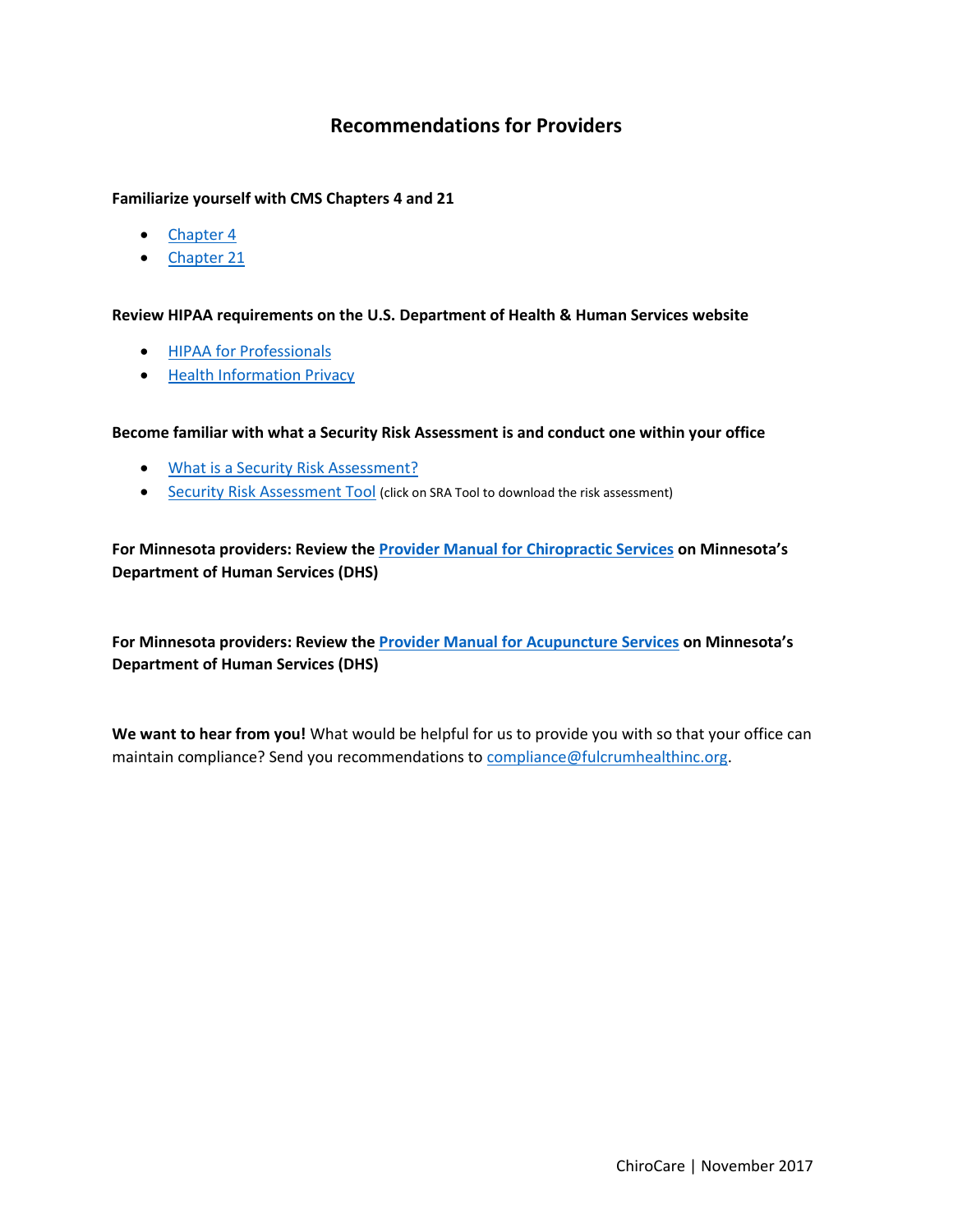# Recommendations for Providers

**Familiarize yourself with CMS Chapters 4 and 21**

- Chapter 4
- Chapter 21

**Review HIPAA requirements on the U.S. Department of Health & Human Services website**

- HIPAA for Professionals
- Health Information Privacy

**Become familiar with what a Security Risk Assessment is and conduct one within your office**

- What is a Security Risk Assessment?
- Security Risk Assessment Tool (click on SRA Tool to download the risk assessment)

**For Minnesota providers: Review the Provider Manual for Chiropractic Services on Minnesota's Department of Human Services (DHS)**

**For Minnesota providers: Review the Provider Manual for Acupuncture Services on Minnesota's Department of Human Services (DHS)**

**We want to hear from you!** What would be helpful for us to provide you with so that your office can maintain compliance? Send you recommendations to compliance@fulcrumhealthinc.org.

ChiroCare | November 2017